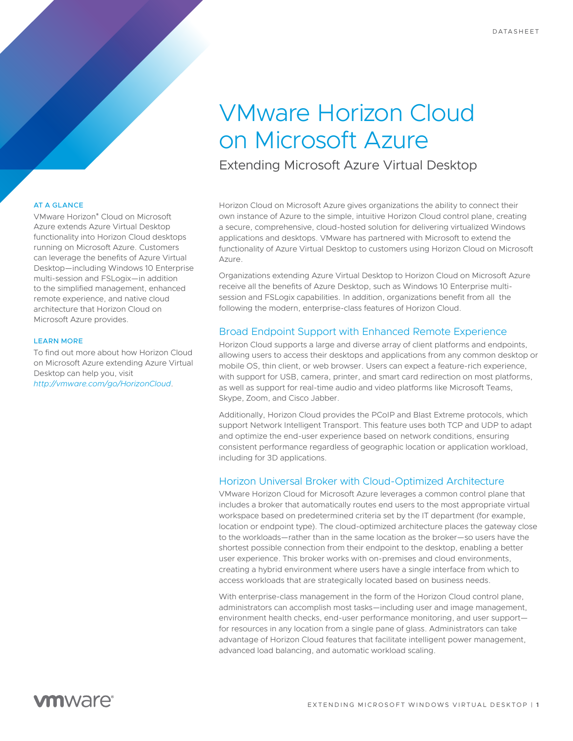DATASHEET

# VMware Horizon Cloud on Microsoft Azure

## Extending Microsoft Azure Virtual Desktop

### AT A GLANCE

VMware Horizon® Cloud on Microsoft Azure extends Azure Virtual Desktop functionality into Horizon Cloud desktops running on Microsoft Azure. Customers can leverage the benefits of Azure Virtual Desktop—including Windows 10 Enterprise multi-session and FSLogix—in addition to the simplified management, enhanced remote experience, and native cloud architecture that Horizon Cloud on Microsoft Azure provides.

### LEARN MORE

To find out more about how Horizon Cloud on Microsoft Azure extending Azure Virtual Desktop can help you, visit *http://vmware.com/go/HorizonCloud*.

Horizon Cloud on Microsoft Azure gives organizations the ability to connect their own instance of Azure to the simple, intuitive Horizon Cloud control plane, creating a secure, comprehensive, cloud-hosted solution for delivering virtualized Windows applications and desktops. VMware has partnered with Microsoft to extend the functionality of Azure Virtual Desktop to customers using Horizon Cloud on Microsoft Azure.

Organizations extending Azure Virtual Desktop to Horizon Cloud on Microsoft Azure receive all the benefits of Azure Desktop, such as Windows 10 Enterprise multi-session and FSLogix capabilities. In addition, organizations benefit from all the following the modern, enterprise-class features of Horizon Cloud.

### Broad Endpoint Support with Enhanced Remote Experience

Horizon Cloud supports a large and diverse array of client platforms and endpoints, allowing users to access their desktops and applications from any common desktop or mobile OS, thin client, or web browser. Users can expect a feature-rich experience, with support for USB, camera, printer, and smart card redirection on most platforms, as well as support for real-time audio and video platforms like Microsoft Teams, Skype, Zoom, and Cisco Jabber.

Additionally, Horizon Cloud provides the PCoIP and Blast Extreme protocols, which support Network Intelligent Transport. This feature uses both TCP and UDP to adapt and optimize the end-user experience based on network conditions, ensuring consistent performance regardless of geographic location or application workload, including for 3D applications.

### Horizon Universal Broker with Cloud-Optimized Architecture

VMware Horizon Cloud for Microsoft Azure leverages a common control plane that includes a broker that automatically routes end users to the most appropriate virtual workspace based on predetermined criteria set by the IT department (for example, location or endpoint type). The cloud-optimized architecture places the gateway close to the workloads—rather than in the same location as the broker—so users have the shortest possible connection from their endpoint to the desktop, enabling a better user experience. This broker works with on-premises and cloud environments, creating a hybrid environment where users have a single interface from which to access workloads that are strategically located based on business needs.

With enterprise-class management in the form of the Horizon Cloud control plane, administrators can accomplish most tasks—including user and image management, environment health checks, end-user performance monitoring, and user support—for resources in any location from a single pane of glass. Administrators can take advantage of Horizon Cloud features that facilitate intelligent power management, advanced load balancing, and automatic workload scaling.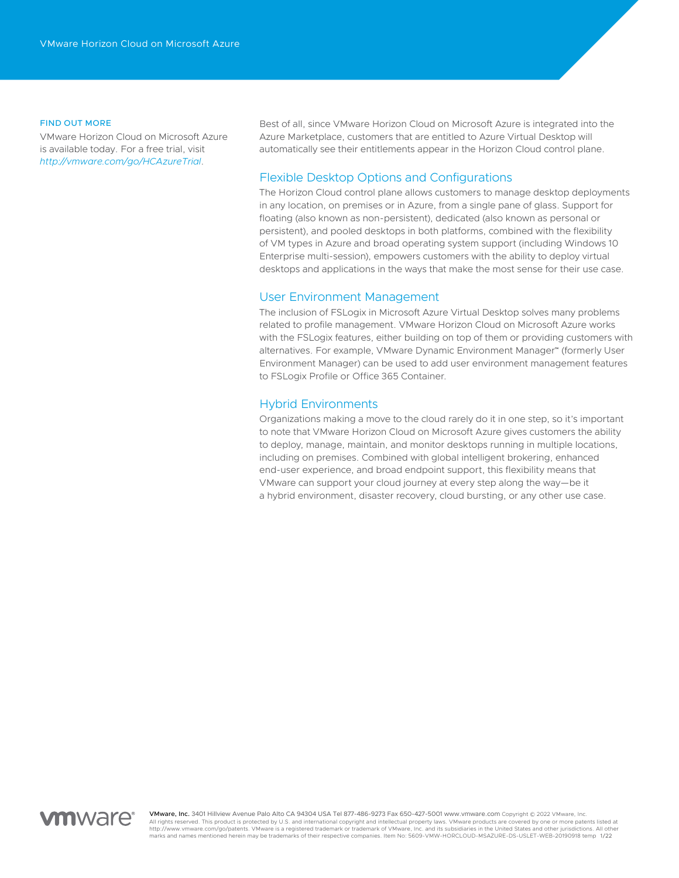FIND OUT MORE

VMware Horizon Cloud on Microsoft Azure is available today. For a free trial, visit *http://vmware.com/go/HCAzureTrial*.

Best of all, since VMware Horizon Cloud on Microsoft Azure is integrated into the Azure Marketplace, customers that are entitled to Azure Virtual Desktop will automatically see their entitlements appear in the Horizon Cloud control plane.

## Flexible Desktop Options and Configurations

The Horizon Cloud control plane allows customers to manage desktop deployments in any location, on premises or in Azure, from a single pane of glass. Support for floating (also known as non-persistent), dedicated (also known as personal or persistent), and pooled desktops in both platforms, combined with the flexibility of VM types in Azure and broad operating system support (including Windows 10 Enterprise multi-session), empowers customers with the ability to deploy virtual desktops and applications in the ways that make the most sense for their use case.

## User Environment Management

The inclusion of FSLogix in Microsoft Azure Virtual Desktop solves many problems related to profile management. VMware Horizon Cloud on Microsoft Azure works with the FSLogix features, either building on top of them or providing customers with alternatives. For example, VMware Dynamic Environment Manager™ (formerly User Environment Manager) can be used to add user environment management features to FSLogix Profile or Office 365 Container.

## Hybrid Environments

Organizations making a move to the cloud rarely do it in one step, so it's important to note that VMware Horizon Cloud on Microsoft Azure gives customers the ability to deploy, manage, maintain, and monitor desktops running in multiple locations, including on premises. Combined with global intelligent brokering, enhanced end-user experience, and broad endpoint support, this flexibility means that VMware can support your cloud journey at every step along the way—be it a hybrid environment, disaster recovery, cloud bursting, or any other use case.

**VMware, Inc.** 3401 Hillview Avenue Palo Alto CA 94304 USA Tel 877-486-9273 Fax 650-427-5001 www.vmware.com Copyright © 2022 VMware, Inc. All rights reserved. This product is protected by U.S. and international copyright and intellectual property laws. VMware products are covered by one or more patents listed at http://www.vmware.com/go/patents. VMware is a registered trademark or trademark of VMware, Inc. and its subsidiaries in the United States and other jurisdictions. All other marks and names mentioned herein may be trademarks of their respective companies. Item No: 5609-VMW-HORCLOUD-MSAZURE-DS-USLET-WEB-20190918 temp 1/22